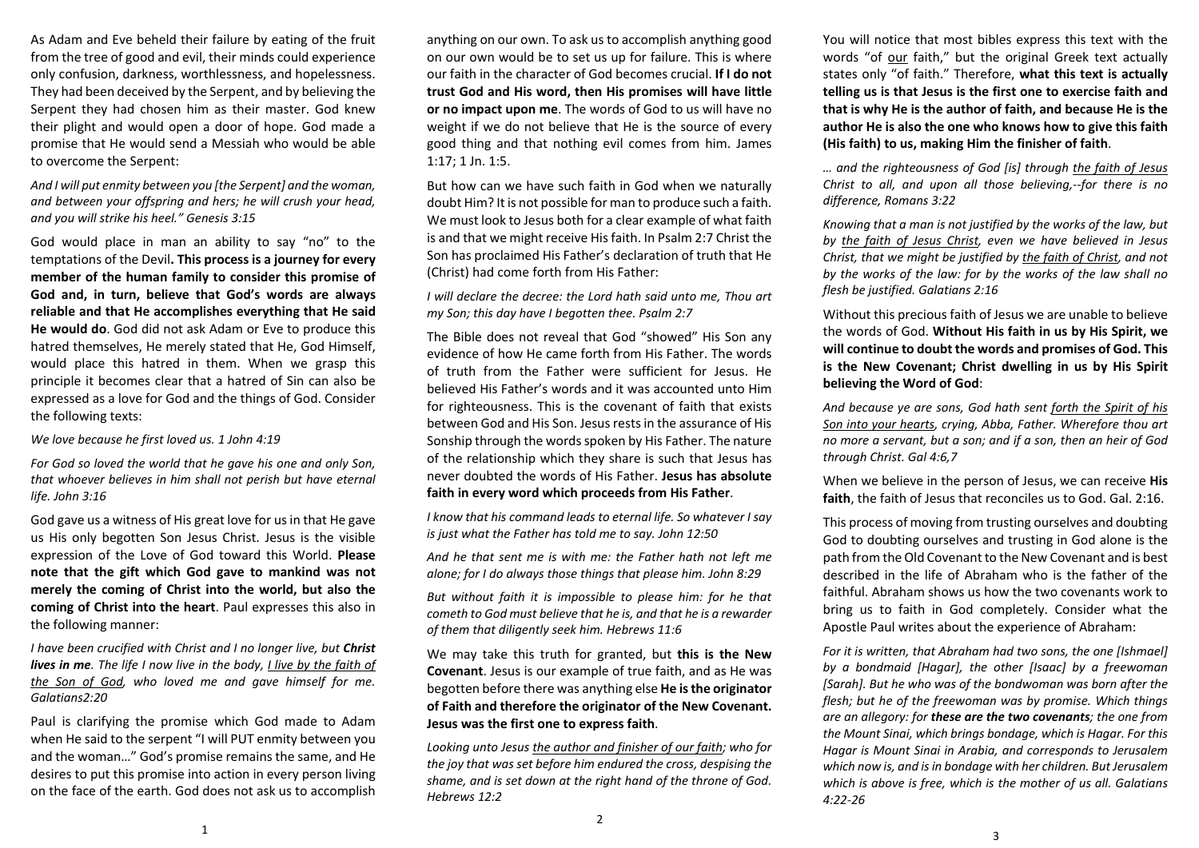As Adam and Eve beheld their failure by eating of the fruit from the tree of good and evil, their minds could experience only confusion, darkness, worthlessness, and hopelessness. They had been deceived by the Serpent, and by believing the Serpent they had chosen him as their master. God knew their plight and would open a door of hope. God made a promise that He would send a Messiah who would be able to overcome the Serpent:

*And I will put enmity between you [the Serpent] and the woman, and between your offspring and hers; he will crush your head, and you will strike his heel." Genesis 3:15*

God would place in man an ability to say "no" to the temptations of the Devil**. This process is a journey for every member of the human family to consider this promise of God and, in turn, believe that God's words are always reliable and that He accomplishes everything that He said He would do**. God did not ask Adam or Eve to produce this hatred themselves, He merely stated that He, God Himself, would place this hatred in them. When we grasp this principle it becomes clear that a hatred of Sin can also be expressed as a love for God and the things of God. Consider the following texts:

*We love because he first loved us. 1 John 4:19*

*For God so loved the world that he gave his one and only Son, that whoever believes in him shall not perish but have eternal life. John 3:16*

God gave us a witness of His great love for us in that He gave us His only begotten Son Jesus Christ. Jesus is the visible expression of the Love of God toward this World. **Please note that the gift which God gave to mankind was not merely the coming of Christ into the world, but also the coming of Christ into the heart**. Paul expresses this also in the following manner:

*I have been crucified with Christ and I no longer live, but **Christ lives in me**. The life I now live in the body, <u>I live by the faith of the Son of God</u>, who loved me and gave himself for me. Galatians2:20*

Paul is clarifying the promise which God made to Adam when He said to the serpent "I will PUT enmity between you and the woman…" God's promise remains the same, and He desires to put this promise into action in every person living on the face of the earth. God does not ask us to accomplish anything on our own. To ask us to accomplish anything good on our own would be to set us up for failure. This is where our faith in the character of God becomes crucial. **If I do not trust God and His word, then His promises will have little or no impact upon me**. The words of God to us will have no weight if we do not believe that He is the source of every good thing and that nothing evil comes from him. James 1:17; 1 Jn. 1:5.

But how can we have such faith in God when we naturally doubt Him? It is not possible for man to produce such a faith. We must look to Jesus both for a clear example of what faith is and that we might receive His faith. In Psalm 2:7 Christ the Son has proclaimed His Father's declaration of truth that He (Christ) had come forth from His Father:

*I will declare the decree: the Lord hath said unto me, Thou art my Son; this day have I begotten thee. Psalm 2:7*

The Bible does not reveal that God "showed" His Son any evidence of how He came forth from His Father. The words of truth from the Father were sufficient for Jesus. He believed His Father's words and it was accounted unto Him for righteousness. This is the covenant of faith that exists between God and His Son. Jesus rests in the assurance of His Sonship through the words spoken by His Father. The nature of the relationship which they share is such that Jesus has never doubted the words of His Father. **Jesus has absolute faith in every word which proceeds from His Father**.

*I know that his command leads to eternal life. So whatever I say is just what the Father has told me to say. John 12:50*

*And he that sent me is with me: the Father hath not left me alone; for I do always those things that please him. John 8:29*

*But without faith it is impossible to please him: for he that cometh to God must believe that he is, and that he is a rewarder of them that diligently seek him. Hebrews 11:6*

We may take this truth for granted, but **this is the New Covenant**. Jesus is our example of true faith, and as He was begotten before there was anything else **He is the originator of Faith and therefore the originator of the New Covenant. Jesus was the first one to express faith**.

*Looking unto Jesus <u>the author and finisher of our faith</u>; who for the joy that was set before him endured the cross, despising the shame, and is set down at the right hand of the throne of God. Hebrews 12:2*

You will notice that most bibles express this text with the words "of <u>our</u> faith," but the original Greek text actually states only "of faith." Therefore, **what this text is actually telling us is that Jesus is the first one to exercise faith and that is why He is the author of faith, and because He is the author He is also the one who knows how to give this faith (His faith) to us, making Him the finisher of faith**.

*… and the righteousness of God [is] through <u>the faith of Jesus</u> Christ to all, and upon all those believing,--for there is no difference, Romans 3:22*

*Knowing that a man is not justified by the works of the law, but by <u>the faith of Jesus Christ</u>, even we have believed in Jesus Christ, that we might be justified by <u>the faith of Christ</u>, and not by the works of the law: for by the works of the law shall no flesh be justified. Galatians 2:16*

Without this precious faith of Jesus we are unable to believe the words of God. **Without His faith in us by His Spirit, we will continue to doubt the words and promises of God. This is the New Covenant; Christ dwelling in us by His Spirit believing the Word of God**:

*And because ye are sons, God hath sent <u>forth the Spirit of his Son into your hearts</u>, crying, Abba, Father. Wherefore thou art no more a servant, but a son; and if a son, then an heir of God through Christ. Gal 4:6,7*

When we believe in the person of Jesus, we can receive **His faith**, the faith of Jesus that reconciles us to God. Gal. 2:16.

This process of moving from trusting ourselves and doubting God to doubting ourselves and trusting in God alone is the path from the Old Covenant to the New Covenant and is best described in the life of Abraham who is the father of the faithful. Abraham shows us how the two covenants work to bring us to faith in God completely. Consider what the Apostle Paul writes about the experience of Abraham:

*For it is written, that Abraham had two sons, the one [Ishmael] by a bondmaid [Hagar], the other [Isaac] by a freewoman [Sarah]. But he who was of the bondwoman was born after the flesh; but he of the freewoman was by promise. Which things are an allegory: for **these are the two covenants**; the one from the Mount Sinai, which brings bondage, which is Hagar. For this Hagar is Mount Sinai in Arabia, and corresponds to Jerusalem which now is, and is in bondage with her children. But Jerusalem which is above is free, which is the mother of us all. Galatians 4:22-26*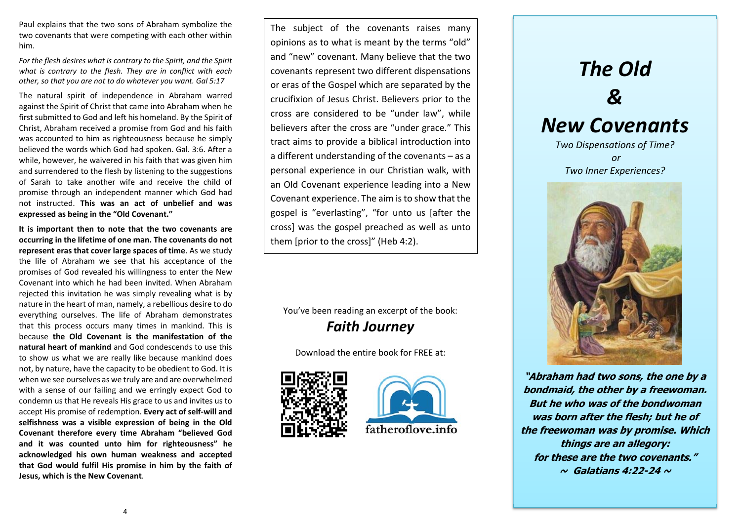Paul explains that the two sons of Abraham symbolize the two covenants that were competing with each other within him.

*For the flesh desires what is contrary to the Spirit, and the Spirit what is contrary to the flesh. They are in conflict with each other, so that you are not to do whatever you want. Gal 5:17*

The natural spirit of independence in Abraham warred against the Spirit of Christ that came into Abraham when he first submitted to God and left his homeland. By the Spirit of Christ, Abraham received a promise from God and his faith was accounted to him as righteousness because he simply believed the words which God had spoken. Gal. 3:6. After a while, however, he waivered in his faith that was given him and surrendered to the flesh by listening to the suggestions of Sarah to take another wife and receive the child of promise through an independent manner which God had not instructed. **This was an act of unbelief and was expressed as being in the "Old Covenant."**

**It is important then to note that the two covenants are occurring in the lifetime of one man. The covenants do not represent eras that cover large spaces of time**. As we study the life of Abraham we see that his acceptance of the promises of God revealed his willingness to enter the New Covenant into which he had been invited. When Abraham rejected this invitation he was simply revealing what is by nature in the heart of man, namely, a rebellious desire to do everything ourselves. The life of Abraham demonstrates that this process occurs many times in mankind. This is because **the Old Covenant is the manifestation of the natural heart of mankind** and God condescends to use this to show us what we are really like because mankind does not, by nature, have the capacity to be obedient to God. It is when we see ourselves as we truly are and are overwhelmed with a sense of our failing and we erringly expect God to condemn us that He reveals His grace to us and invites us to accept His promise of redemption. **Every act of self-will and selfishness was a visible expression of being in the Old Covenant therefore every time Abraham "believed God and it was counted unto him for righteousness" he acknowledged his own human weakness and accepted that God would fulfil His promise in him by the faith of Jesus, which is the New Covenant**.

The subject of the covenants raises many opinions as to what is meant by the terms "old" and "new" covenant. Many believe that the two covenants represent two different dispensations or eras of the Gospel which are separated by the crucifixion of Jesus Christ. Believers prior to the cross are considered to be "under law", while believers after the cross are "under grace." This tract aims to provide a biblical introduction into a different understanding of the covenants – as a personal experience in our Christian walk, with an Old Covenant experience leading into a New Covenant experience. The aim is to show that the gospel is "everlasting", "for unto us [after the cross] was the gospel preached as well as unto them [prior to the cross]" (Heb 4:2).

You've been reading an excerpt of the book:

***Faith Journey***

Download the entire book for FREE at:

fatheroflove.info

# *The Old & New Covenants*

*Two Dispensations of Time?*
*or*
*Two Inner Experiences?*

***"Abraham had two sons, the one by a bondmaid, the other by a freewoman. But he who was of the bondwoman was born after the flesh; but he of the freewoman was by promise. Which things are an allegory: for these are the two covenants."***
***~ Galatians 4:22-24 ~***